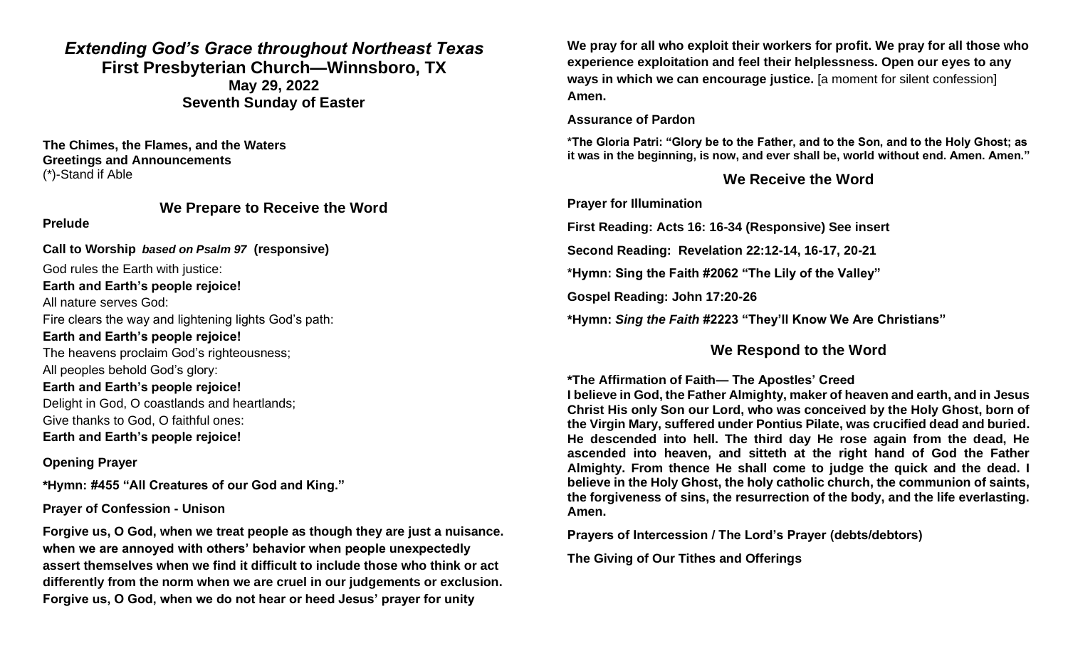# *Extending God's Grace throughout Northeast Texas*

## First Presbyterian Church—Winnsboro, TX

**May 29, 2022**

**Seventh Sunday of Easter**

**The Chimes, the Flames, and the Waters**

**Greetings and Announcements**

(*)-Stand if Able

## We Prepare to Receive the Word

**Prelude**

**Call to Worship** ***based on Psalm 97*** **(responsive)**

God rules the Earth with justice:

**Earth and Earth's people rejoice!**

All nature serves God:

Fire clears the way and lightening lights God's path:

**Earth and Earth's people rejoice!**

The heavens proclaim God's righteousness;

All peoples behold God's glory:

**Earth and Earth's people rejoice!**

Delight in God, O coastlands and heartlands;

Give thanks to God, O faithful ones:

**Earth and Earth's people rejoice!**

**Opening Prayer**

**\*Hymn: #455 "All Creatures of our God and King."**

**Prayer of Confession - Unison**

**Forgive us, O God, when we treat people as though they are just a nuisance. when we are annoyed with others' behavior when people unexpectedly assert themselves when we find it difficult to include those who think or act differently from the norm when we are cruel in our judgements or exclusion. Forgive us, O God, when we do not hear or heed Jesus' prayer for unity**

**We pray for all who exploit their workers for profit. We pray for all those who experience exploitation and feel their helplessness. Open our eyes to any ways in which we can encourage justice.** [a moment for silent confession] **Amen.**

**Assurance of Pardon**

**\*The Gloria Patri: "Glory be to the Father, and to the Son, and to the Holy Ghost; as it was in the beginning, is now, and ever shall be, world without end. Amen. Amen."**

## We Receive the Word

**Prayer for Illumination**

**First Reading: Acts 16: 16-34 (Responsive) See insert**

**Second Reading: Revelation 22:12-14, 16-17, 20-21**

**\*Hymn: Sing the Faith #2062 "The Lily of the Valley"**

**Gospel Reading: John 17:20-26**

**\*Hymn: *Sing the Faith* #2223 "They'll Know We Are Christians"**

## We Respond to the Word

**\*The Affirmation of Faith— The Apostles' Creed**

**I believe in God, the Father Almighty, maker of heaven and earth, and in Jesus Christ His only Son our Lord, who was conceived by the Holy Ghost, born of the Virgin Mary, suffered under Pontius Pilate, was crucified dead and buried. He descended into hell. The third day He rose again from the dead, He ascended into heaven, and sitteth at the right hand of God the Father Almighty. From thence He shall come to judge the quick and the dead. I believe in the Holy Ghost, the holy catholic church, the communion of saints, the forgiveness of sins, the resurrection of the body, and the life everlasting. Amen.**

**Prayers of Intercession / The Lord's Prayer (debts/debtors)**

**The Giving of Our Tithes and Offerings**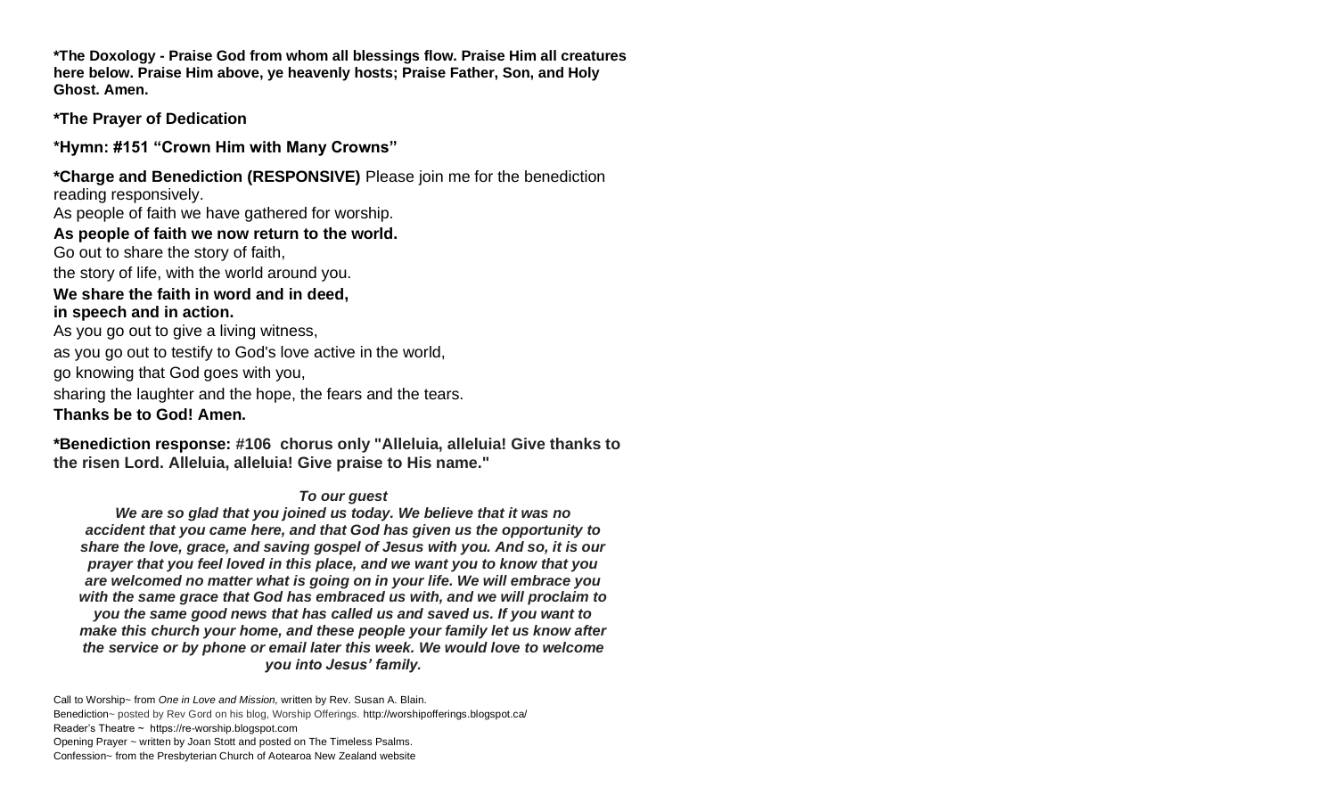**\*The Doxology - Praise God from whom all blessings flow. Praise Him all creatures here below. Praise Him above, ye heavenly hosts; Praise Father, Son, and Holy Ghost. Amen.**

**\*The Prayer of Dedication**

**\*Hymn: #151 "Crown Him with Many Crowns"**

**\*Charge and Benediction (RESPONSIVE)** Please join me for the benediction reading responsively.

As people of faith we have gathered for worship.

**As people of faith we now return to the world.**

Go out to share the story of faith,

the story of life, with the world around you.

**We share the faith in word and in deed,**
**in speech and in action.**

As you go out to give a living witness,

as you go out to testify to God's love active in the world,

go knowing that God goes with you,

sharing the laughter and the hope, the fears and the tears.

**Thanks be to God! Amen.**

**\*Benediction response: #106 chorus only "Alleluia, alleluia! Give thanks to the risen Lord. Alleluia, alleluia! Give praise to His name."**

***To our guest***

***We are so glad that you joined us today. We believe that it was no accident that you came here, and that God has given us the opportunity to share the love, grace, and saving gospel of Jesus with you. And so, it is our prayer that you feel loved in this place, and we want you to know that you are welcomed no matter what is going on in your life. We will embrace you with the same grace that God has embraced us with, and we will proclaim to you the same good news that has called us and saved us. If you want to make this church your home, and these people your family let us know after the service or by phone or email later this week. We would love to welcome you into Jesus' family.***

Call to Worship~ from *One in Love and Mission,* written by Rev. Susan A. Blain.
Benediction~ posted by Rev Gord on his blog, Worship Offerings. http://worshipofferings.blogspot.ca/
Reader's Theatre ~ https://re-worship.blogspot.com
Opening Prayer ~ written by Joan Stott and posted on The Timeless Psalms.
Confession~ from the Presbyterian Church of Aotearoa New Zealand website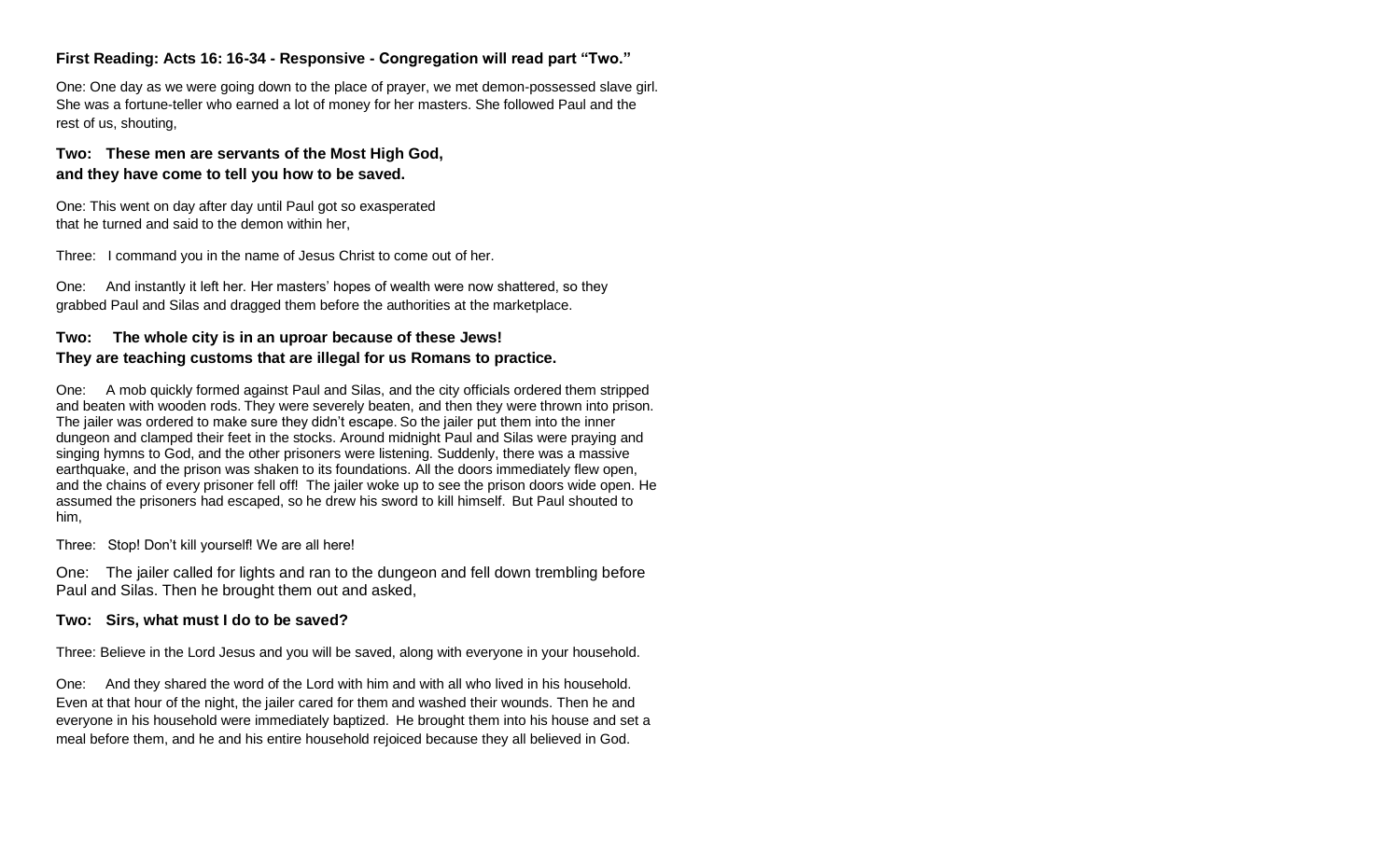**First Reading: Acts 16: 16-34 - Responsive - Congregation will read part "Two."**

One: One day as we were going down to the place of prayer, we met demon-possessed slave girl. She was a fortune-teller who earned a lot of money for her masters. She followed Paul and the rest of us, shouting,

**Two: These men are servants of the Most High God, and they have come to tell you how to be saved.**

One: This went on day after day until Paul got so exasperated that he turned and said to the demon within her,

Three: I command you in the name of Jesus Christ to come out of her.

One: And instantly it left her. Her masters' hopes of wealth were now shattered, so they grabbed Paul and Silas and dragged them before the authorities at the marketplace.

**Two: The whole city is in an uproar because of these Jews! They are teaching customs that are illegal for us Romans to practice.**

One: A mob quickly formed against Paul and Silas, and the city officials ordered them stripped and beaten with wooden rods. They were severely beaten, and then they were thrown into prison. The jailer was ordered to make sure they didn't escape. So the jailer put them into the inner dungeon and clamped their feet in the stocks. Around midnight Paul and Silas were praying and singing hymns to God, and the other prisoners were listening. Suddenly, there was a massive earthquake, and the prison was shaken to its foundations. All the doors immediately flew open, and the chains of every prisoner fell off! The jailer woke up to see the prison doors wide open. He assumed the prisoners had escaped, so he drew his sword to kill himself. But Paul shouted to him,

Three: Stop! Don't kill yourself! We are all here!

One: The jailer called for lights and ran to the dungeon and fell down trembling before Paul and Silas. Then he brought them out and asked,

**Two: Sirs, what must I do to be saved?**

Three: Believe in the Lord Jesus and you will be saved, along with everyone in your household.

One: And they shared the word of the Lord with him and with all who lived in his household. Even at that hour of the night, the jailer cared for them and washed their wounds. Then he and everyone in his household were immediately baptized. He brought them into his house and set a meal before them, and he and his entire household rejoiced because they all believed in God.